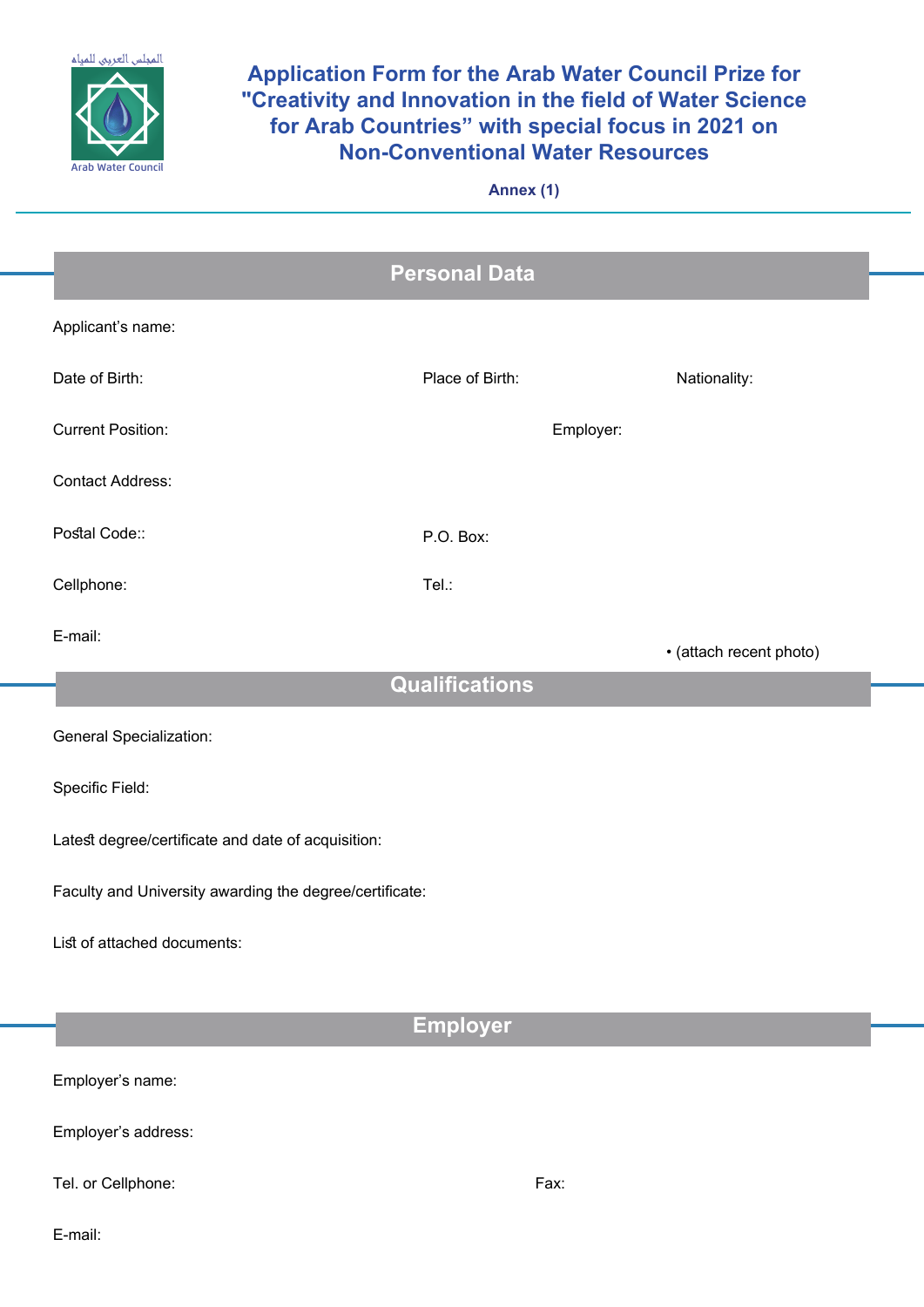المجلس العربي للمياه

Arab Water Council

# Application Form for the Arab Water Council Prize for "Creativity and Innovation in the field of Water Science for Arab Countries" with special focus in 2021 on Non-Conventional Water Resources

**Annex (1)**

## Personal Data

Applicant's name:

Date of Birth: Place of Birth: Nationality:

Current Position: Employer:

Contact Address:

Postal Code:: P.O. Box:

Cellphone: Tel.:

E-mail:

• (attach recent photo)

## Qualifications

General Specialization:

Specific Field:

Latest degree/certificate and date of acquisition:

Faculty and University awarding the degree/certificate:

List of attached documents:

## Employer

Employer's name:

Employer's address:

Tel. or Cellphone: Fax:

E-mail: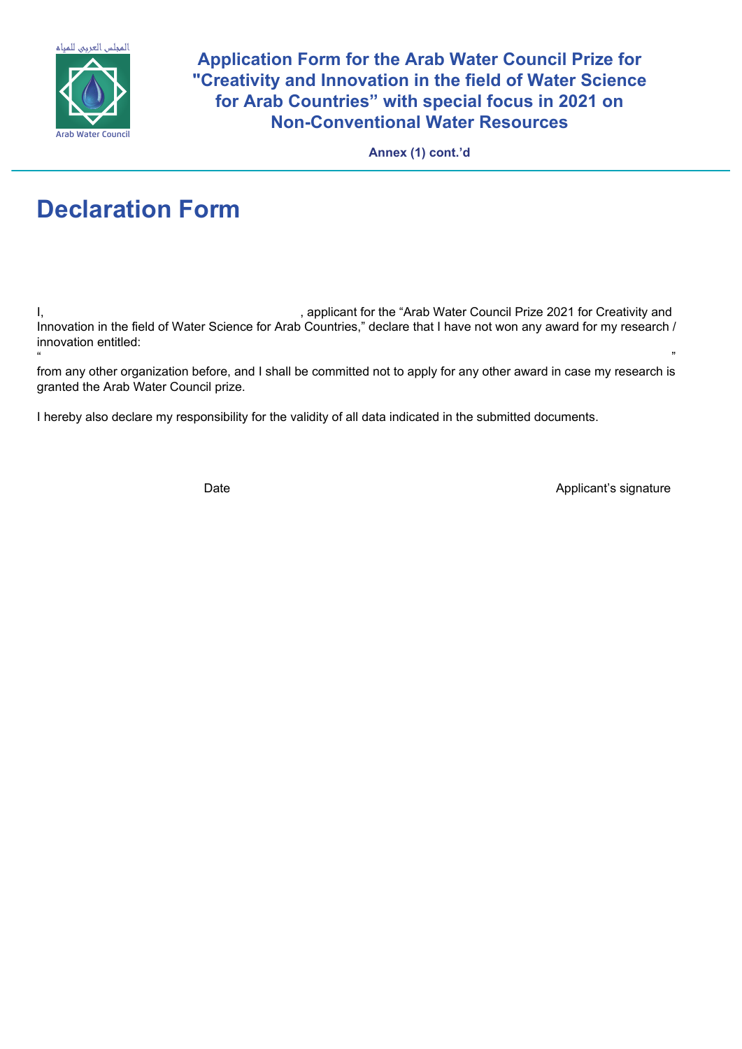المجلس العربي للمياه

Arab Water Council

**Application Form for the Arab Water Council Prize for "Creativity and Innovation in the field of Water Science for Arab Countries" with special focus in 2021 on Non-Conventional Water Resources**

**Annex (1) cont.'d**

# Declaration Form

I, , applicant for the "Arab Water Council Prize 2021 for Creativity and Innovation in the field of Water Science for Arab Countries," declare that I have not won any award for my research / innovation entitled:

" "

from any other organization before, and I shall be committed not to apply for any other award in case my research is granted the Arab Water Council prize.

I hereby also declare my responsibility for the validity of all data indicated in the submitted documents.

Date

Applicant's signature